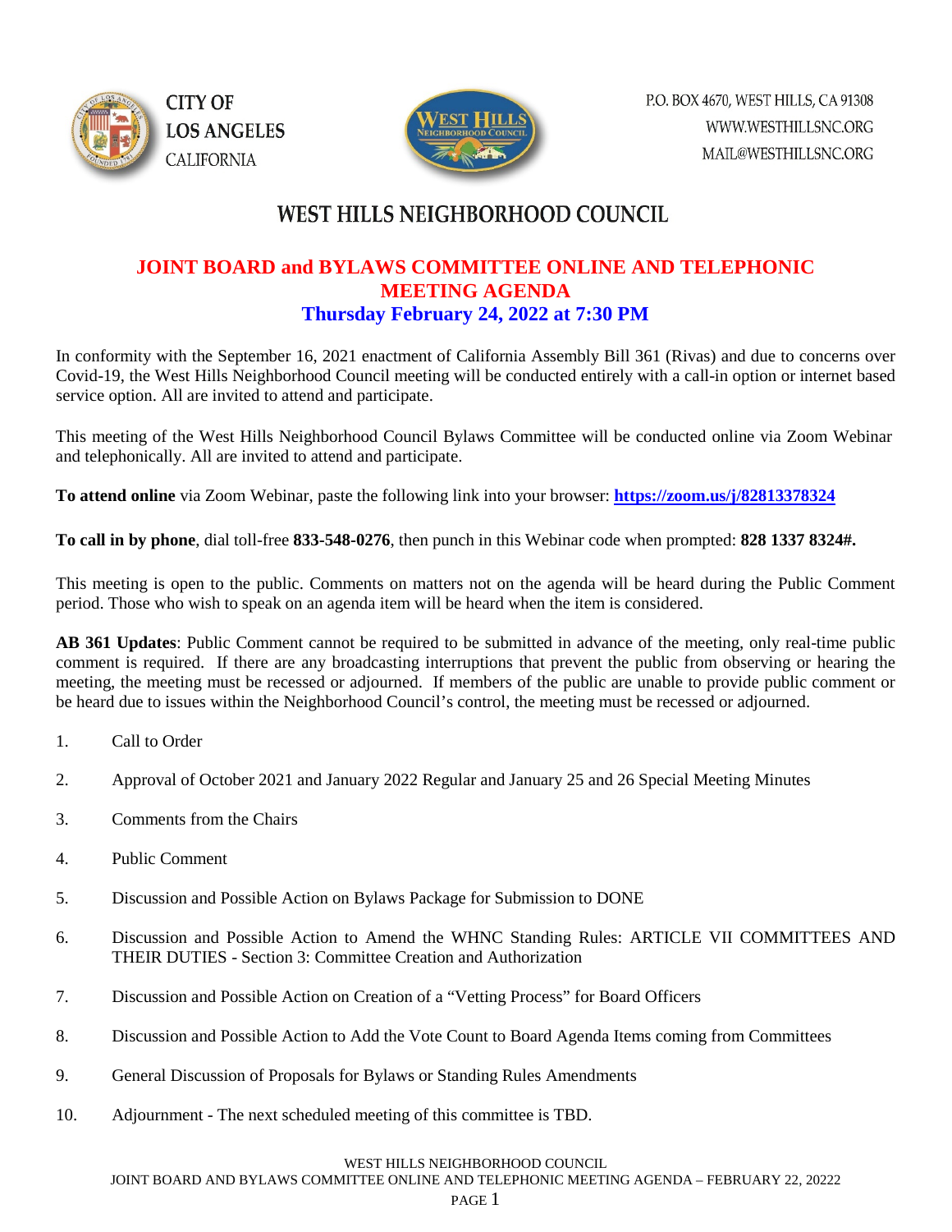CITY OF
LOS ANGELES
CALIFORNIA

P.O. BOX 4670, WEST HILLS, CA 91308
WWW.WESTHILLSNC.ORG
MAIL@WESTHILLSNC.ORG

# WEST HILLS NEIGHBORHOOD COUNCIL

## JOINT BOARD and BYLAWS COMMITTEE ONLINE AND TELEPHONIC MEETING AGENDA

### Thursday February 24, 2022 at 7:30 PM

In conformity with the September 16, 2021 enactment of California Assembly Bill 361 (Rivas) and due to concerns over Covid-19, the West Hills Neighborhood Council meeting will be conducted entirely with a call-in option or internet based service option. All are invited to attend and participate.

This meeting of the West Hills Neighborhood Council Bylaws Committee will be conducted online via Zoom Webinar and telephonically. All are invited to attend and participate.

**To attend online** via Zoom Webinar, paste the following link into your browser: **https://zoom.us/j/82813378324**

**To call in by phone**, dial toll-free **833-548-0276**, then punch in this Webinar code when prompted: **828 1337 8324#.**

This meeting is open to the public. Comments on matters not on the agenda will be heard during the Public Comment period. Those who wish to speak on an agenda item will be heard when the item is considered.

**AB 361 Updates**: Public Comment cannot be required to be submitted in advance of the meeting, only real-time public comment is required. If there are any broadcasting interruptions that prevent the public from observing or hearing the meeting, the meeting must be recessed or adjourned. If members of the public are unable to provide public comment or be heard due to issues within the Neighborhood Council's control, the meeting must be recessed or adjourned.

1. Call to Order
2. Approval of October 2021 and January 2022 Regular and January 25 and 26 Special Meeting Minutes
3. Comments from the Chairs
4. Public Comment
5. Discussion and Possible Action on Bylaws Package for Submission to DONE
6. Discussion and Possible Action to Amend the WHNC Standing Rules: ARTICLE VII COMMITTEES AND THEIR DUTIES - Section 3: Committee Creation and Authorization
7. Discussion and Possible Action on Creation of a "Vetting Process" for Board Officers
8. Discussion and Possible Action to Add the Vote Count to Board Agenda Items coming from Committees
9. General Discussion of Proposals for Bylaws or Standing Rules Amendments
10. Adjournment - The next scheduled meeting of this committee is TBD.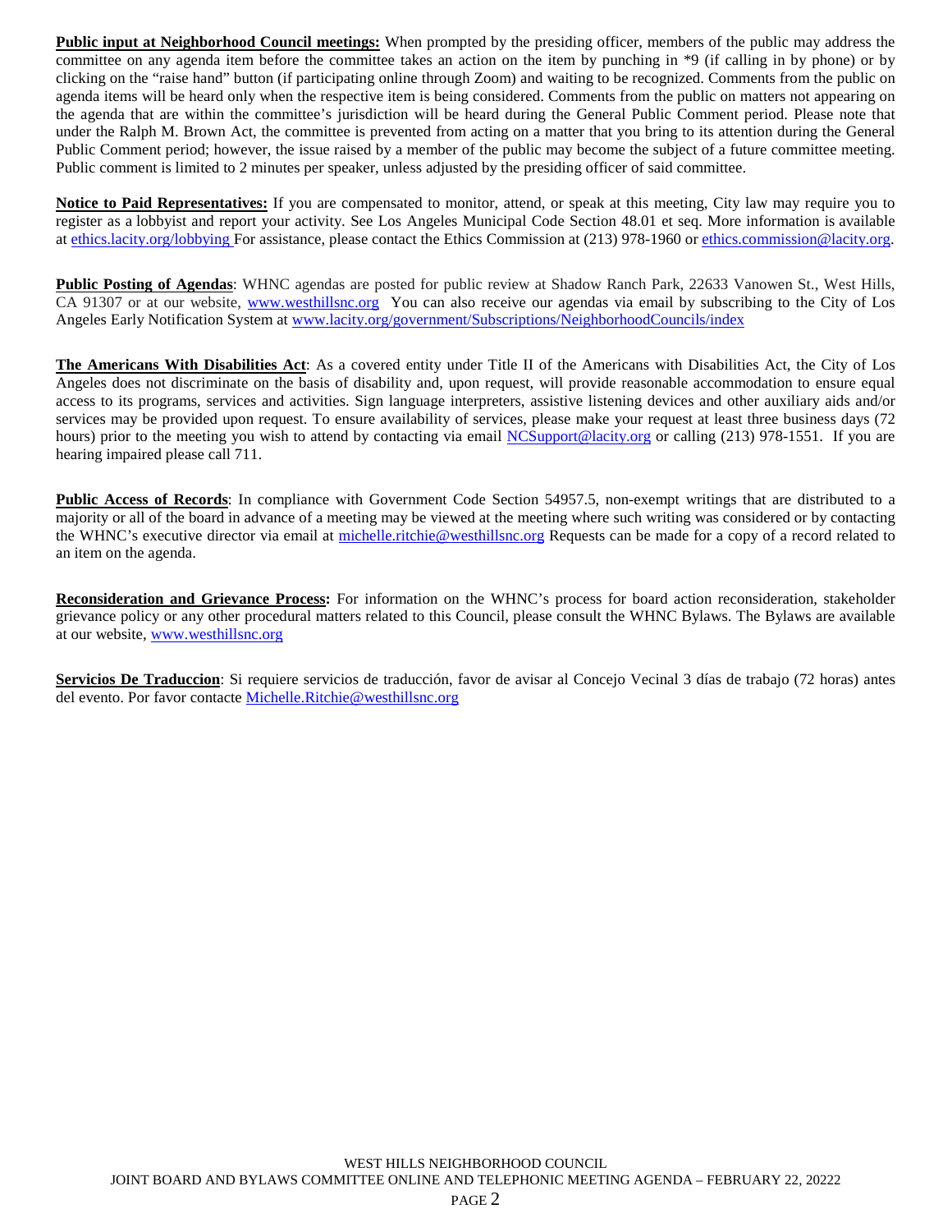**Public input at Neighborhood Council meetings:** When prompted by the presiding officer, members of the public may address the committee on any agenda item before the committee takes an action on the item by punching in *9 (if calling in by phone) or by clicking on the "raise hand" button (if participating online through Zoom) and waiting to be recognized. Comments from the public on agenda items will be heard only when the respective item is being considered. Comments from the public on matters not appearing on the agenda that are within the committee's jurisdiction will be heard during the General Public Comment period. Please note that under the Ralph M. Brown Act, the committee is prevented from acting on a matter that you bring to its attention during the General Public Comment period; however, the issue raised by a member of the public may become the subject of a future committee meeting. Public comment is limited to 2 minutes per speaker, unless adjusted by the presiding officer of said committee.

**Notice to Paid Representatives:** If you are compensated to monitor, attend, or speak at this meeting, City law may require you to register as a lobbyist and report your activity. See Los Angeles Municipal Code Section 48.01 et seq. More information is available at ethics.lacity.org/lobbying For assistance, please contact the Ethics Commission at (213) 978-1960 or ethics.commission@lacity.org.

**Public Posting of Agendas**: WHNC agendas are posted for public review at Shadow Ranch Park, 22633 Vanowen St., West Hills, CA 91307 or at our website, www.westhillsnc.org You can also receive our agendas via email by subscribing to the City of Los Angeles Early Notification System at www.lacity.org/government/Subscriptions/NeighborhoodCouncils/index

**The Americans With Disabilities Act**: As a covered entity under Title II of the Americans with Disabilities Act, the City of Los Angeles does not discriminate on the basis of disability and, upon request, will provide reasonable accommodation to ensure equal access to its programs, services and activities. Sign language interpreters, assistive listening devices and other auxiliary aids and/or services may be provided upon request. To ensure availability of services, please make your request at least three business days (72 hours) prior to the meeting you wish to attend by contacting via email NCSupport@lacity.org or calling (213) 978-1551. If you are hearing impaired please call 711.

**Public Access of Records**: In compliance with Government Code Section 54957.5, non-exempt writings that are distributed to a majority or all of the board in advance of a meeting may be viewed at the meeting where such writing was considered or by contacting the WHNC's executive director via email at michelle.ritchie@westhillsnc.org Requests can be made for a copy of a record related to an item on the agenda.

**Reconsideration and Grievance Process:** For information on the WHNC's process for board action reconsideration, stakeholder grievance policy or any other procedural matters related to this Council, please consult the WHNC Bylaws. The Bylaws are available at our website, www.westhillsnc.org

**Servicios De Traduccion**: Si requiere servicios de traducción, favor de avisar al Concejo Vecinal 3 días de trabajo (72 horas) antes del evento. Por favor contacte Michelle.Ritchie@westhillsnc.org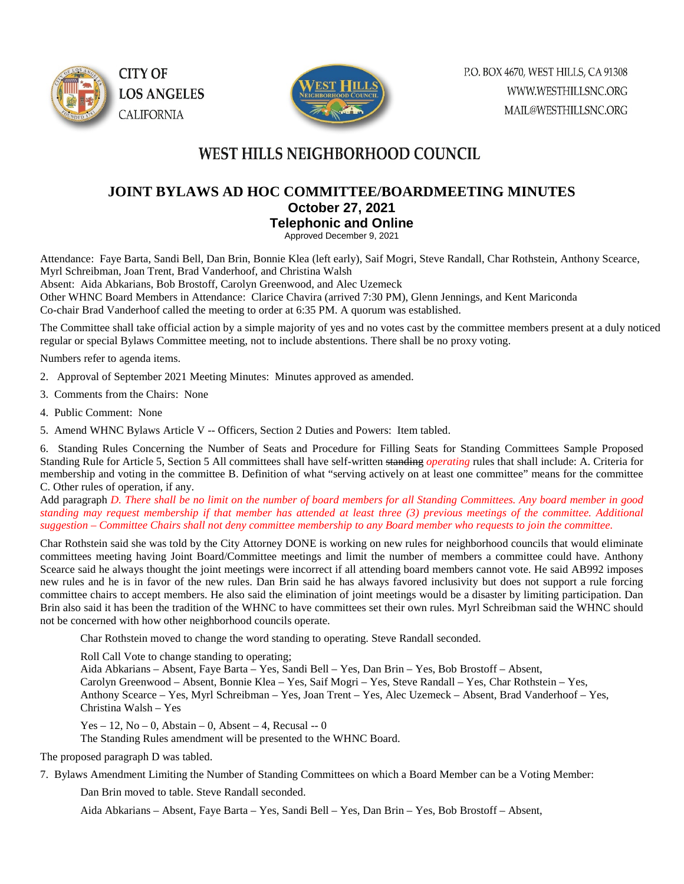CITY OF LOS ANGELES CALIFORNIA

P.O. BOX 4670, WEST HILLS, CA 91308
WWW.WESTHILLSNC.ORG
MAIL@WESTHILLSNC.ORG

# WEST HILLS NEIGHBORHOOD COUNCIL

## JOINT BYLAWS AD HOC COMMITTEE/BOARDMEETING MINUTES

### October 27, 2021

### Telephonic and Online

Approved December 9, 2021

Attendance: Faye Barta, Sandi Bell, Dan Brin, Bonnie Klea (left early), Saif Mogri, Steve Randall, Char Rothstein, Anthony Scearce, Myrl Schreibman, Joan Trent, Brad Vanderhoof, and Christina Walsh
Absent: Aida Abkarians, Bob Brostoff, Carolyn Greenwood, and Alec Uzemeck
Other WHNC Board Members in Attendance: Clarice Chavira (arrived 7:30 PM), Glenn Jennings, and Kent Mariconda
Co-chair Brad Vanderhoof called the meeting to order at 6:35 PM. A quorum was established.

The Committee shall take official action by a simple majority of yes and no votes cast by the committee members present at a duly noticed regular or special Bylaws Committee meeting, not to include abstentions. There shall be no proxy voting.

Numbers refer to agenda items.

2. Approval of September 2021 Meeting Minutes: Minutes approved as amended.
3. Comments from the Chairs: None
4. Public Comment: None
5. Amend WHNC Bylaws Article V -- Officers, Section 2 Duties and Powers: Item tabled.
6. Standing Rules Concerning the Number of Seats and Procedure for Filling Seats for Standing Committees Sample Proposed Standing Rule for Article 5, Section 5 All committees shall have self-written ~~standing~~ *operating* rules that shall include: A. Criteria for membership and voting in the committee B. Definition of what "serving actively on at least one committee" means for the committee C. Other rules of operation, if any.

Add paragraph *D. There shall be no limit on the number of board members for all Standing Committees. Any board member in good standing may request membership if that member has attended at least three (3) previous meetings of the committee. Additional suggestion – Committee Chairs shall not deny committee membership to any Board member who requests to join the committee.*

Char Rothstein said she was told by the City Attorney DONE is working on new rules for neighborhood councils that would eliminate committees meeting having Joint Board/Committee meetings and limit the number of members a committee could have. Anthony Scearce said he always thought the joint meetings were incorrect if all attending board members cannot vote. He said AB992 imposes new rules and he is in favor of the new rules. Dan Brin said he has always favored inclusivity but does not support a rule forcing committee chairs to accept members. He also said the elimination of joint meetings would be a disaster by limiting participation. Dan Brin also said it has been the tradition of the WHNC to have committees set their own rules. Myrl Schreibman said the WHNC should not be concerned with how other neighborhood councils operate.

Char Rothstein moved to change the word standing to operating. Steve Randall seconded.

Roll Call Vote to change standing to operating;
Aida Abkarians – Absent, Faye Barta – Yes, Sandi Bell – Yes, Dan Brin – Yes, Bob Brostoff – Absent, Carolyn Greenwood – Absent, Bonnie Klea – Yes, Saif Mogri – Yes, Steve Randall – Yes, Char Rothstein – Yes, Anthony Scearce – Yes, Myrl Schreibman – Yes, Joan Trent – Yes, Alec Uzemeck – Absent, Brad Vanderhoof – Yes, Christina Walsh – Yes

Yes – 12, No – 0, Abstain – 0, Absent – 4, Recusal -- 0
The Standing Rules amendment will be presented to the WHNC Board.

The proposed paragraph D was tabled.

7. Bylaws Amendment Limiting the Number of Standing Committees on which a Board Member can be a Voting Member:

Dan Brin moved to table. Steve Randall seconded.

Aida Abkarians – Absent, Faye Barta – Yes, Sandi Bell – Yes, Dan Brin – Yes, Bob Brostoff – Absent,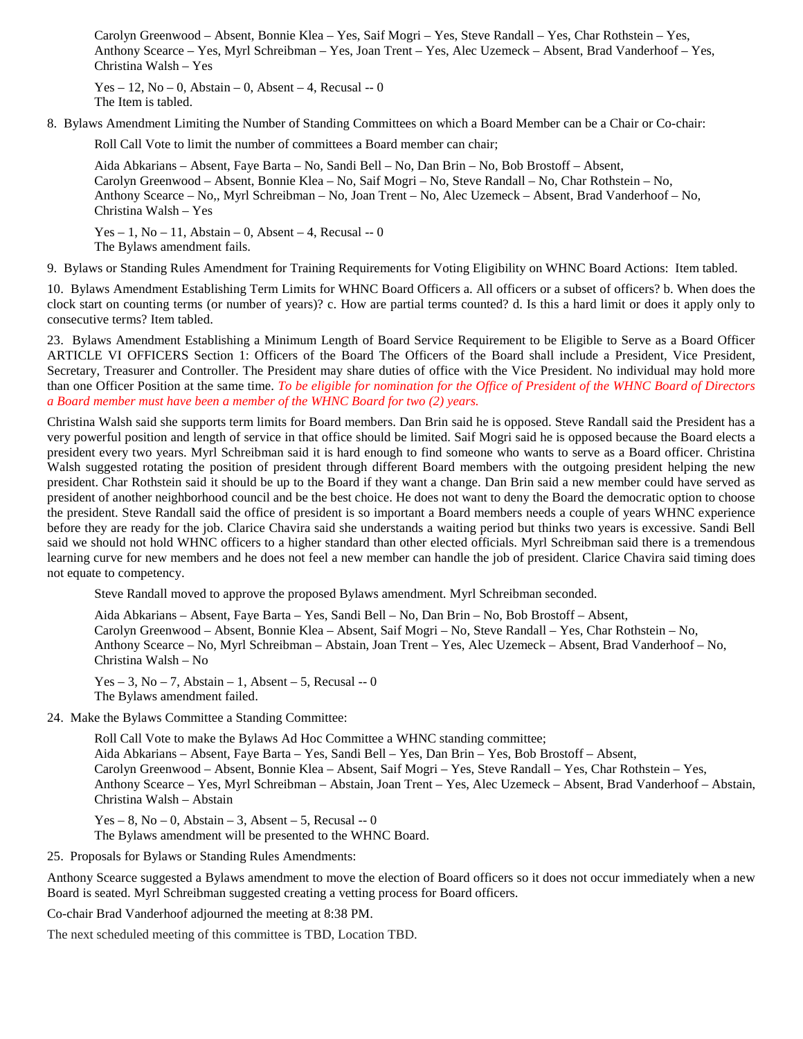Carolyn Greenwood – Absent, Bonnie Klea – Yes, Saif Mogri – Yes, Steve Randall – Yes, Char Rothstein – Yes, Anthony Scearce – Yes, Myrl Schreibman – Yes, Joan Trent – Yes, Alec Uzemeck – Absent, Brad Vanderhoof – Yes, Christina Walsh – Yes

Yes – 12, No – 0, Abstain – 0, Absent – 4, Recusal -- 0
The Item is tabled.

8. Bylaws Amendment Limiting the Number of Standing Committees on which a Board Member can be a Chair or Co-chair:

Roll Call Vote to limit the number of committees a Board member can chair;

Aida Abkarians – Absent, Faye Barta – No, Sandi Bell – No, Dan Brin – No, Bob Brostoff – Absent, Carolyn Greenwood – Absent, Bonnie Klea – No, Saif Mogri – No, Steve Randall – No, Char Rothstein – No, Anthony Scearce – No,, Myrl Schreibman – No, Joan Trent – No, Alec Uzemeck – Absent, Brad Vanderhoof – No, Christina Walsh – Yes

Yes – 1, No – 11, Abstain – 0, Absent – 4, Recusal -- 0
The Bylaws amendment fails.

9. Bylaws or Standing Rules Amendment for Training Requirements for Voting Eligibility on WHNC Board Actions: Item tabled.

10. Bylaws Amendment Establishing Term Limits for WHNC Board Officers a. All officers or a subset of officers? b. When does the clock start on counting terms (or number of years)? c. How are partial terms counted? d. Is this a hard limit or does it apply only to consecutive terms? Item tabled.

23. Bylaws Amendment Establishing a Minimum Length of Board Service Requirement to be Eligible to Serve as a Board Officer ARTICLE VI OFFICERS Section 1: Officers of the Board The Officers of the Board shall include a President, Vice President, Secretary, Treasurer and Controller. The President may share duties of office with the Vice President. No individual may hold more than one Officer Position at the same time. *To be eligible for nomination for the Office of President of the WHNC Board of Directors a Board member must have been a member of the WHNC Board for two (2) years.*

Christina Walsh said she supports term limits for Board members. Dan Brin said he is opposed. Steve Randall said the President has a very powerful position and length of service in that office should be limited. Saif Mogri said he is opposed because the Board elects a president every two years. Myrl Schreibman said it is hard enough to find someone who wants to serve as a Board officer. Christina Walsh suggested rotating the position of president through different Board members with the outgoing president helping the new president. Char Rothstein said it should be up to the Board if they want a change. Dan Brin said a new member could have served as president of another neighborhood council and be the best choice. He does not want to deny the Board the democratic option to choose the president. Steve Randall said the office of president is so important a Board members needs a couple of years WHNC experience before they are ready for the job. Clarice Chavira said she understands a waiting period but thinks two years is excessive. Sandi Bell said we should not hold WHNC officers to a higher standard than other elected officials. Myrl Schreibman said there is a tremendous learning curve for new members and he does not feel a new member can handle the job of president. Clarice Chavira said timing does not equate to competency.

Steve Randall moved to approve the proposed Bylaws amendment. Myrl Schreibman seconded.

Aida Abkarians – Absent, Faye Barta – Yes, Sandi Bell – No, Dan Brin – No, Bob Brostoff – Absent, Carolyn Greenwood – Absent, Bonnie Klea – Absent, Saif Mogri – No, Steve Randall – Yes, Char Rothstein – No, Anthony Scearce – No, Myrl Schreibman – Abstain, Joan Trent – Yes, Alec Uzemeck – Absent, Brad Vanderhoof – No, Christina Walsh – No

Yes – 3, No – 7, Abstain – 1, Absent – 5, Recusal -- 0
The Bylaws amendment failed.

24. Make the Bylaws Committee a Standing Committee:

Roll Call Vote to make the Bylaws Ad Hoc Committee a WHNC standing committee;
Aida Abkarians – Absent, Faye Barta – Yes, Sandi Bell – Yes, Dan Brin – Yes, Bob Brostoff – Absent, Carolyn Greenwood – Absent, Bonnie Klea – Absent, Saif Mogri – Yes, Steve Randall – Yes, Char Rothstein – Yes, Anthony Scearce – Yes, Myrl Schreibman – Abstain, Joan Trent – Yes, Alec Uzemeck – Absent, Brad Vanderhoof – Abstain, Christina Walsh – Abstain

Yes – 8, No – 0, Abstain – 3, Absent – 5, Recusal -- 0
The Bylaws amendment will be presented to the WHNC Board.

25. Proposals for Bylaws or Standing Rules Amendments:

Anthony Scearce suggested a Bylaws amendment to move the election of Board officers so it does not occur immediately when a new Board is seated. Myrl Schreibman suggested creating a vetting process for Board officers.

Co-chair Brad Vanderhoof adjourned the meeting at 8:38 PM.

The next scheduled meeting of this committee is TBD, Location TBD.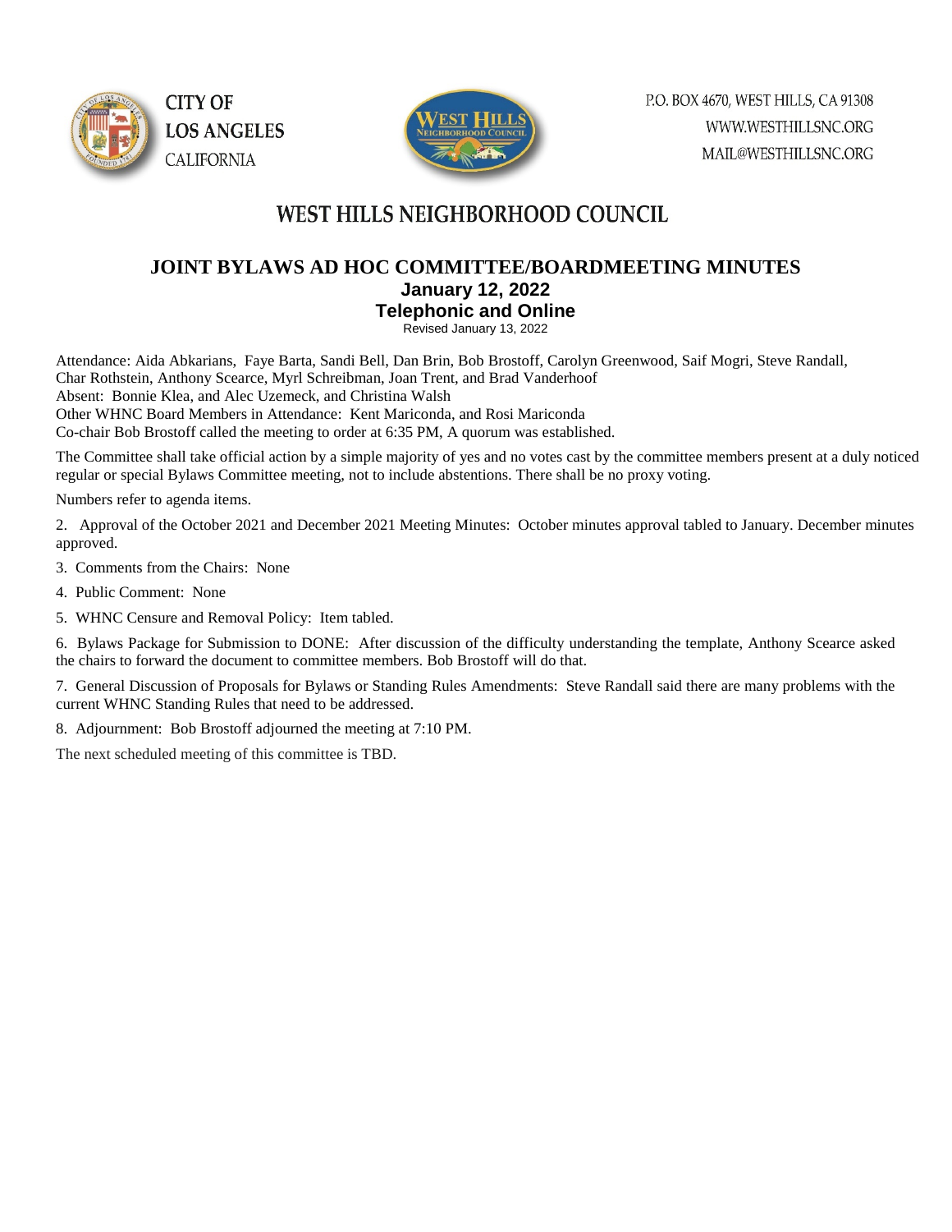CITY OF
LOS ANGELES
CALIFORNIA

P.O. BOX 4670, WEST HILLS, CA 91308
WWW.WESTHILLSNC.ORG
MAIL@WESTHILLSNC.ORG

# WEST HILLS NEIGHBORHOOD COUNCIL

## JOINT BYLAWS AD HOC COMMITTEE/BOARDMEETING MINUTES

**January 12, 2022**

**Telephonic and Online**

Revised January 13, 2022

Attendance: Aida Abkarians, Faye Barta, Sandi Bell, Dan Brin, Bob Brostoff, Carolyn Greenwood, Saif Mogri, Steve Randall, Char Rothstein, Anthony Scearce, Myrl Schreibman, Joan Trent, and Brad Vanderhoof
Absent: Bonnie Klea, and Alec Uzemeck, and Christina Walsh
Other WHNC Board Members in Attendance: Kent Mariconda, and Rosi Mariconda
Co-chair Bob Brostoff called the meeting to order at 6:35 PM, A quorum was established.

The Committee shall take official action by a simple majority of yes and no votes cast by the committee members present at a duly noticed regular or special Bylaws Committee meeting, not to include abstentions. There shall be no proxy voting.

Numbers refer to agenda items.

2. Approval of the October 2021 and December 2021 Meeting Minutes: October minutes approval tabled to January. December minutes approved.

3. Comments from the Chairs: None

4. Public Comment: None

5. WHNC Censure and Removal Policy: Item tabled.

6. Bylaws Package for Submission to DONE: After discussion of the difficulty understanding the template, Anthony Scearce asked the chairs to forward the document to committee members. Bob Brostoff will do that.

7. General Discussion of Proposals for Bylaws or Standing Rules Amendments: Steve Randall said there are many problems with the current WHNC Standing Rules that need to be addressed.

8. Adjournment: Bob Brostoff adjourned the meeting at 7:10 PM.

The next scheduled meeting of this committee is TBD.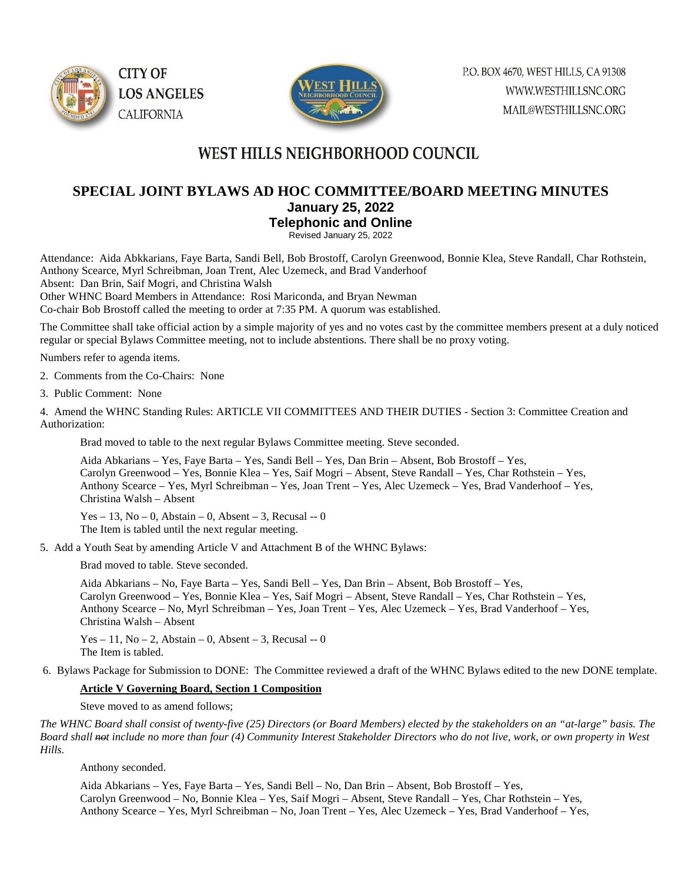CITY OF LOS ANGELES CALIFORNIA

P.O. BOX 4670, WEST HILLS, CA 91308
WWW.WESTHILLSNC.ORG
MAIL@WESTHILLSNC.ORG

# WEST HILLS NEIGHBORHOOD COUNCIL

## SPECIAL JOINT BYLAWS AD HOC COMMITTEE/BOARD MEETING MINUTES

**January 25, 2022**

**Telephonic and Online**

Revised January 25, 2022

Attendance: Aida Abkkarians, Faye Barta, Sandi Bell, Bob Brostoff, Carolyn Greenwood, Bonnie Klea, Steve Randall, Char Rothstein, Anthony Scearce, Myrl Schreibman, Joan Trent, Alec Uzemeck, and Brad Vanderhoof
Absent: Dan Brin, Saif Mogri, and Christina Walsh
Other WHNC Board Members in Attendance: Rosi Mariconda, and Bryan Newman
Co-chair Bob Brostoff called the meeting to order at 7:35 PM. A quorum was established.

The Committee shall take official action by a simple majority of yes and no votes cast by the committee members present at a duly noticed regular or special Bylaws Committee meeting, not to include abstentions. There shall be no proxy voting.

Numbers refer to agenda items.

2. Comments from the Co-Chairs: None

3. Public Comment: None

4. Amend the WHNC Standing Rules: ARTICLE VII COMMITTEES AND THEIR DUTIES - Section 3: Committee Creation and Authorization:

Brad moved to table to the next regular Bylaws Committee meeting. Steve seconded.

Aida Abkarians – Yes, Faye Barta – Yes, Sandi Bell – Yes, Dan Brin – Absent, Bob Brostoff – Yes, Carolyn Greenwood – Yes, Bonnie Klea – Yes, Saif Mogri – Absent, Steve Randall – Yes, Char Rothstein – Yes, Anthony Scearce – Yes, Myrl Schreibman – Yes, Joan Trent – Yes, Alec Uzemeck – Yes, Brad Vanderhoof – Yes, Christina Walsh – Absent

Yes – 13, No – 0, Abstain – 0, Absent – 3, Recusal -- 0
The Item is tabled until the next regular meeting.

5. Add a Youth Seat by amending Article V and Attachment B of the WHNC Bylaws:

Brad moved to table. Steve seconded.

Aida Abkarians – No, Faye Barta – Yes, Sandi Bell – Yes, Dan Brin – Absent, Bob Brostoff – Yes, Carolyn Greenwood – Yes, Bonnie Klea – Yes, Saif Mogri – Absent, Steve Randall – Yes, Char Rothstein – Yes, Anthony Scearce – No, Myrl Schreibman – Yes, Joan Trent – Yes, Alec Uzemeck – Yes, Brad Vanderhoof – Yes, Christina Walsh – Absent

Yes – 11, No – 2, Abstain – 0, Absent – 3, Recusal -- 0
The Item is tabled.

6. Bylaws Package for Submission to DONE: The Committee reviewed a draft of the WHNC Bylaws edited to the new DONE template.

**Article V Governing Board, Section 1 Composition**

Steve moved to as amend follows;

*The WHNC Board shall consist of twenty-five (25) Directors (or Board Members) elected by the stakeholders on an "at-large" basis. The Board shall ~~not~~ include no more than four (4) Community Interest Stakeholder Directors who do not live, work, or own property in West Hills.*

Anthony seconded.

Aida Abkarians – Yes, Faye Barta – Yes, Sandi Bell – No, Dan Brin – Absent, Bob Brostoff – Yes, Carolyn Greenwood – No, Bonnie Klea – Yes, Saif Mogri – Absent, Steve Randall – Yes, Char Rothstein – Yes, Anthony Scearce – Yes, Myrl Schreibman – No, Joan Trent – Yes, Alec Uzemeck – Yes, Brad Vanderhoof – Yes,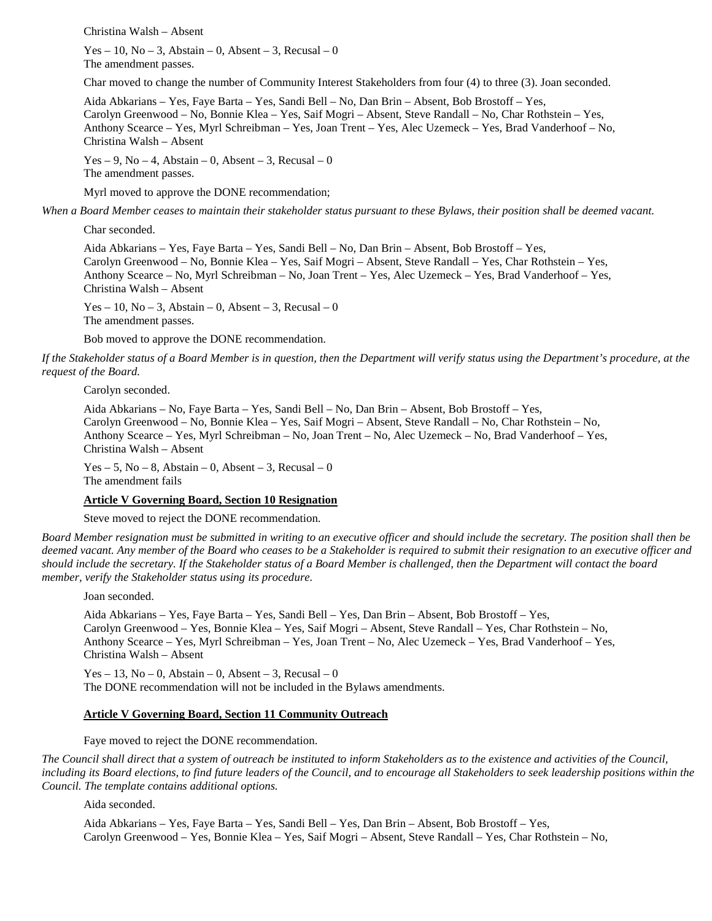Christina Walsh – Absent

Yes – 10, No – 3, Abstain – 0, Absent – 3, Recusal – 0
The amendment passes.

Char moved to change the number of Community Interest Stakeholders from four (4) to three (3). Joan seconded.

Aida Abkarians – Yes, Faye Barta – Yes, Sandi Bell – No, Dan Brin – Absent, Bob Brostoff – Yes, Carolyn Greenwood – No, Bonnie Klea – Yes, Saif Mogri – Absent, Steve Randall – No, Char Rothstein – Yes, Anthony Scearce – Yes, Myrl Schreibman – Yes, Joan Trent – Yes, Alec Uzemeck – Yes, Brad Vanderhoof – No, Christina Walsh – Absent

Yes – 9, No – 4, Abstain – 0, Absent – 3, Recusal – 0
The amendment passes.

Myrl moved to approve the DONE recommendation;

*When a Board Member ceases to maintain their stakeholder status pursuant to these Bylaws, their position shall be deemed vacant.*

Char seconded.

Aida Abkarians – Yes, Faye Barta – Yes, Sandi Bell – No, Dan Brin – Absent, Bob Brostoff – Yes, Carolyn Greenwood – No, Bonnie Klea – Yes, Saif Mogri – Absent, Steve Randall – Yes, Char Rothstein – Yes, Anthony Scearce – No, Myrl Schreibman – No, Joan Trent – Yes, Alec Uzemeck – Yes, Brad Vanderhoof – Yes, Christina Walsh – Absent

Yes – 10, No – 3, Abstain – 0, Absent – 3, Recusal – 0
The amendment passes.

Bob moved to approve the DONE recommendation.

*If the Stakeholder status of a Board Member is in question, then the Department will verify status using the Department's procedure, at the request of the Board.*

Carolyn seconded.

Aida Abkarians – No, Faye Barta – Yes, Sandi Bell – No, Dan Brin – Absent, Bob Brostoff – Yes, Carolyn Greenwood – No, Bonnie Klea – Yes, Saif Mogri – Absent, Steve Randall – No, Char Rothstein – No, Anthony Scearce – Yes, Myrl Schreibman – No, Joan Trent – No, Alec Uzemeck – No, Brad Vanderhoof – Yes, Christina Walsh – Absent

Yes – 5, No – 8, Abstain – 0, Absent – 3, Recusal – 0
The amendment fails

**Article V Governing Board, Section 10 Resignation**

Steve moved to reject the DONE recommendation.

*Board Member resignation must be submitted in writing to an executive officer and should include the secretary. The position shall then be deemed vacant. Any member of the Board who ceases to be a Stakeholder is required to submit their resignation to an executive officer and should include the secretary. If the Stakeholder status of a Board Member is challenged, then the Department will contact the board member, verify the Stakeholder status using its procedure.*

Joan seconded.

Aida Abkarians – Yes, Faye Barta – Yes, Sandi Bell – Yes, Dan Brin – Absent, Bob Brostoff – Yes, Carolyn Greenwood – Yes, Bonnie Klea – Yes, Saif Mogri – Absent, Steve Randall – Yes, Char Rothstein – No, Anthony Scearce – Yes, Myrl Schreibman – Yes, Joan Trent – No, Alec Uzemeck – Yes, Brad Vanderhoof – Yes, Christina Walsh – Absent

Yes – 13, No – 0, Abstain – 0, Absent – 3, Recusal – 0
The DONE recommendation will not be included in the Bylaws amendments.

**Article V Governing Board, Section 11 Community Outreach**

Faye moved to reject the DONE recommendation.

*The Council shall direct that a system of outreach be instituted to inform Stakeholders as to the existence and activities of the Council, including its Board elections, to find future leaders of the Council, and to encourage all Stakeholders to seek leadership positions within the Council. The template contains additional options.*

Aida seconded.

Aida Abkarians – Yes, Faye Barta – Yes, Sandi Bell – Yes, Dan Brin – Absent, Bob Brostoff – Yes, Carolyn Greenwood – Yes, Bonnie Klea – Yes, Saif Mogri – Absent, Steve Randall – Yes, Char Rothstein – No,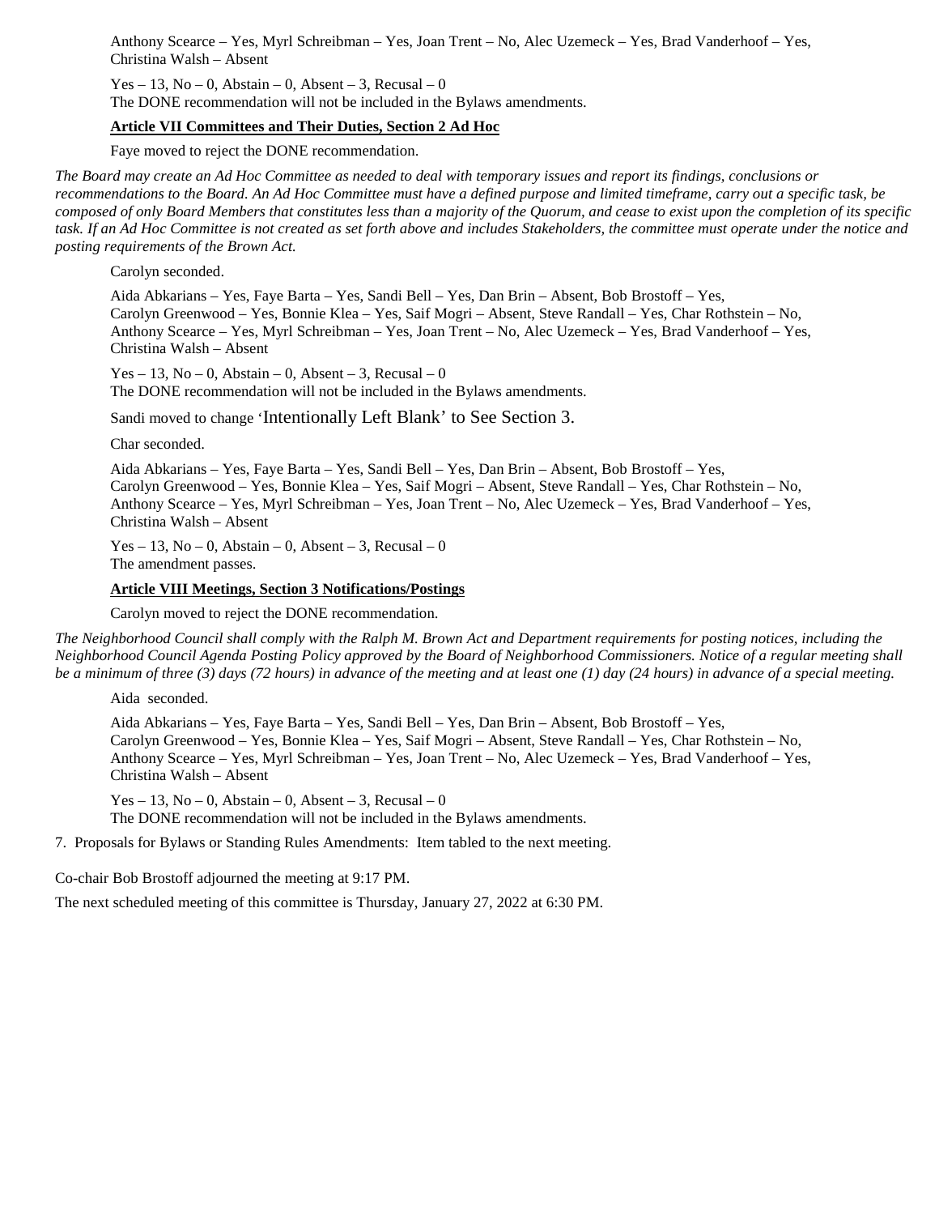Anthony Scearce – Yes, Myrl Schreibman – Yes, Joan Trent – No, Alec Uzemeck – Yes, Brad Vanderhoof – Yes, Christina Walsh – Absent

Yes – 13, No – 0, Abstain – 0, Absent – 3, Recusal – 0
The DONE recommendation will not be included in the Bylaws amendments.

**Article VII Committees and Their Duties, Section 2 Ad Hoc**

Faye moved to reject the DONE recommendation.

*The Board may create an Ad Hoc Committee as needed to deal with temporary issues and report its findings, conclusions or recommendations to the Board. An Ad Hoc Committee must have a defined purpose and limited timeframe, carry out a specific task, be composed of only Board Members that constitutes less than a majority of the Quorum, and cease to exist upon the completion of its specific task. If an Ad Hoc Committee is not created as set forth above and includes Stakeholders, the committee must operate under the notice and posting requirements of the Brown Act.*

Carolyn seconded.

Aida Abkarians – Yes, Faye Barta – Yes, Sandi Bell – Yes, Dan Brin – Absent, Bob Brostoff – Yes, Carolyn Greenwood – Yes, Bonnie Klea – Yes, Saif Mogri – Absent, Steve Randall – Yes, Char Rothstein – No, Anthony Scearce – Yes, Myrl Schreibman – Yes, Joan Trent – No, Alec Uzemeck – Yes, Brad Vanderhoof – Yes, Christina Walsh – Absent

Yes – 13, No – 0, Abstain – 0, Absent – 3, Recusal – 0
The DONE recommendation will not be included in the Bylaws amendments.

Sandi moved to change 'Intentionally Left Blank' to See Section 3.

Char seconded.

Aida Abkarians – Yes, Faye Barta – Yes, Sandi Bell – Yes, Dan Brin – Absent, Bob Brostoff – Yes, Carolyn Greenwood – Yes, Bonnie Klea – Yes, Saif Mogri – Absent, Steve Randall – Yes, Char Rothstein – No, Anthony Scearce – Yes, Myrl Schreibman – Yes, Joan Trent – No, Alec Uzemeck – Yes, Brad Vanderhoof – Yes, Christina Walsh – Absent

Yes – 13, No – 0, Abstain – 0, Absent – 3, Recusal – 0
The amendment passes.

**Article VIII Meetings, Section 3 Notifications/Postings**

Carolyn moved to reject the DONE recommendation.

*The Neighborhood Council shall comply with the Ralph M. Brown Act and Department requirements for posting notices, including the Neighborhood Council Agenda Posting Policy approved by the Board of Neighborhood Commissioners. Notice of a regular meeting shall be a minimum of three (3) days (72 hours) in advance of the meeting and at least one (1) day (24 hours) in advance of a special meeting.*

Aida seconded.

Aida Abkarians – Yes, Faye Barta – Yes, Sandi Bell – Yes, Dan Brin – Absent, Bob Brostoff – Yes, Carolyn Greenwood – Yes, Bonnie Klea – Yes, Saif Mogri – Absent, Steve Randall – Yes, Char Rothstein – No, Anthony Scearce – Yes, Myrl Schreibman – Yes, Joan Trent – No, Alec Uzemeck – Yes, Brad Vanderhoof – Yes, Christina Walsh – Absent

Yes – 13, No – 0, Abstain – 0, Absent – 3, Recusal – 0
The DONE recommendation will not be included in the Bylaws amendments.

7. Proposals for Bylaws or Standing Rules Amendments: Item tabled to the next meeting.

Co-chair Bob Brostoff adjourned the meeting at 9:17 PM.

The next scheduled meeting of this committee is Thursday, January 27, 2022 at 6:30 PM.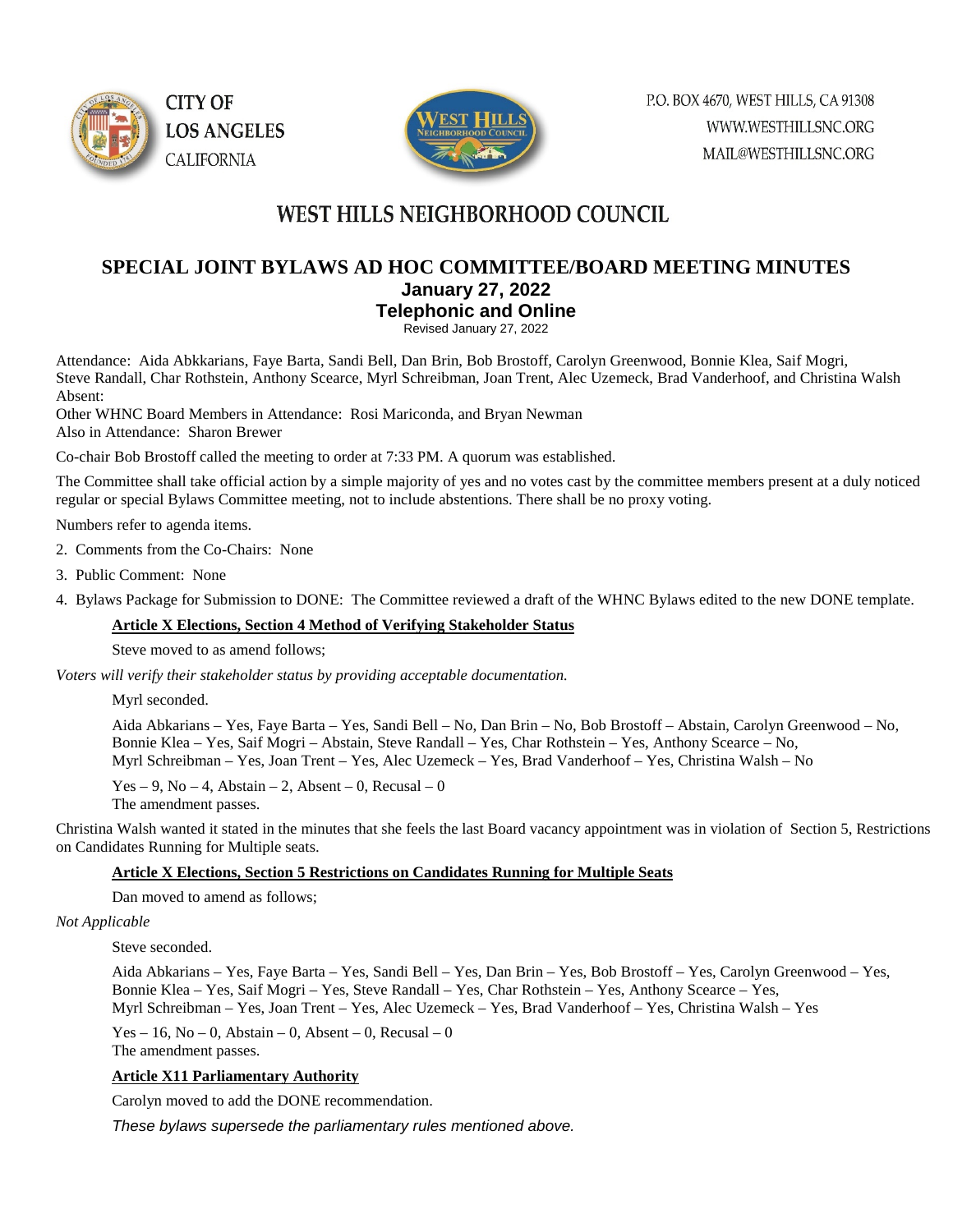CITY OF LOS ANGELES CALIFORNIA

P.O. BOX 4670, WEST HILLS, CA 91308
WWW.WESTHILLSNC.ORG
MAIL@WESTHILLSNC.ORG

# WEST HILLS NEIGHBORHOOD COUNCIL

## SPECIAL JOINT BYLAWS AD HOC COMMITTEE/BOARD MEETING MINUTES

### January 27, 2022

### Telephonic and Online

Revised January 27, 2022

Attendance: Aida Abkkarians, Faye Barta, Sandi Bell, Dan Brin, Bob Brostoff, Carolyn Greenwood, Bonnie Klea, Saif Mogri, Steve Randall, Char Rothstein, Anthony Scearce, Myrl Schreibman, Joan Trent, Alec Uzemeck, Brad Vanderhoof, and Christina Walsh
Absent:
Other WHNC Board Members in Attendance: Rosi Mariconda, and Bryan Newman
Also in Attendance: Sharon Brewer

Co-chair Bob Brostoff called the meeting to order at 7:33 PM. A quorum was established.

The Committee shall take official action by a simple majority of yes and no votes cast by the committee members present at a duly noticed regular or special Bylaws Committee meeting, not to include abstentions. There shall be no proxy voting.

Numbers refer to agenda items.

2. Comments from the Co-Chairs: None
3. Public Comment: None
4. Bylaws Package for Submission to DONE: The Committee reviewed a draft of the WHNC Bylaws edited to the new DONE template.

**Article X Elections, Section 4 Method of Verifying Stakeholder Status**

Steve moved to as amend follows;

*Voters will verify their stakeholder status by providing acceptable documentation.*

Myrl seconded.

Aida Abkarians – Yes, Faye Barta – Yes, Sandi Bell – No, Dan Brin – No, Bob Brostoff – Abstain, Carolyn Greenwood – No, Bonnie Klea – Yes, Saif Mogri – Abstain, Steve Randall – Yes, Char Rothstein – Yes, Anthony Scearce – No, Myrl Schreibman – Yes, Joan Trent – Yes, Alec Uzemeck – Yes, Brad Vanderhoof – Yes, Christina Walsh – No

Yes – 9, No – 4, Abstain – 2, Absent – 0, Recusal – 0
The amendment passes.

Christina Walsh wanted it stated in the minutes that she feels the last Board vacancy appointment was in violation of Section 5, Restrictions on Candidates Running for Multiple seats.

**Article X Elections, Section 5 Restrictions on Candidates Running for Multiple Seats**

Dan moved to amend as follows;

*Not Applicable*

Steve seconded.

Aida Abkarians – Yes, Faye Barta – Yes, Sandi Bell – Yes, Dan Brin – Yes, Bob Brostoff – Yes, Carolyn Greenwood – Yes, Bonnie Klea – Yes, Saif Mogri – Yes, Steve Randall – Yes, Char Rothstein – Yes, Anthony Scearce – Yes, Myrl Schreibman – Yes, Joan Trent – Yes, Alec Uzemeck – Yes, Brad Vanderhoof – Yes, Christina Walsh – Yes

Yes – 16, No – 0, Abstain – 0, Absent – 0, Recusal – 0
The amendment passes.

**Article X11 Parliamentary Authority**

Carolyn moved to add the DONE recommendation.

*These bylaws supersede the parliamentary rules mentioned above.*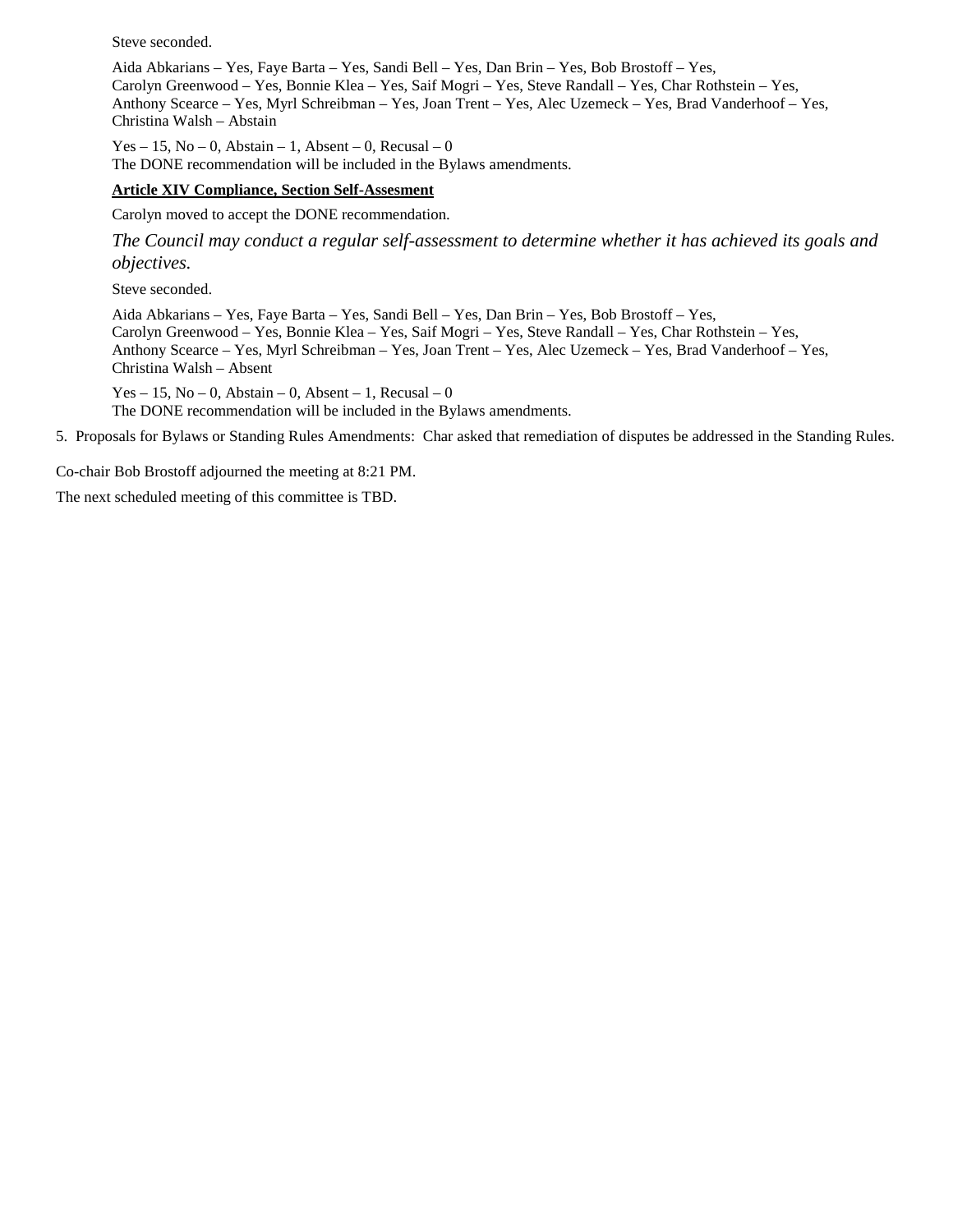Steve seconded.

Aida Abkarians – Yes, Faye Barta – Yes, Sandi Bell – Yes, Dan Brin – Yes, Bob Brostoff – Yes,
Carolyn Greenwood – Yes, Bonnie Klea – Yes, Saif Mogri – Yes, Steve Randall – Yes, Char Rothstein – Yes,
Anthony Scearce – Yes, Myrl Schreibman – Yes, Joan Trent – Yes, Alec Uzemeck – Yes, Brad Vanderhoof – Yes,
Christina Walsh – Abstain

Yes – 15, No – 0, Abstain – 1, Absent – 0, Recusal – 0
The DONE recommendation will be included in the Bylaws amendments.

**Article XIV Compliance, Section Self-Assesment**

Carolyn moved to accept the DONE recommendation.

*The Council may conduct a regular self-assessment to determine whether it has achieved its goals and objectives.*

Steve seconded.

Aida Abkarians – Yes, Faye Barta – Yes, Sandi Bell – Yes, Dan Brin – Yes, Bob Brostoff – Yes,
Carolyn Greenwood – Yes, Bonnie Klea – Yes, Saif Mogri – Yes, Steve Randall – Yes, Char Rothstein – Yes,
Anthony Scearce – Yes, Myrl Schreibman – Yes, Joan Trent – Yes, Alec Uzemeck – Yes, Brad Vanderhoof – Yes,
Christina Walsh – Absent

Yes – 15, No – 0, Abstain – 0, Absent – 1, Recusal – 0
The DONE recommendation will be included in the Bylaws amendments.

5. Proposals for Bylaws or Standing Rules Amendments: Char asked that remediation of disputes be addressed in the Standing Rules.

Co-chair Bob Brostoff adjourned the meeting at 8:21 PM.

The next scheduled meeting of this committee is TBD.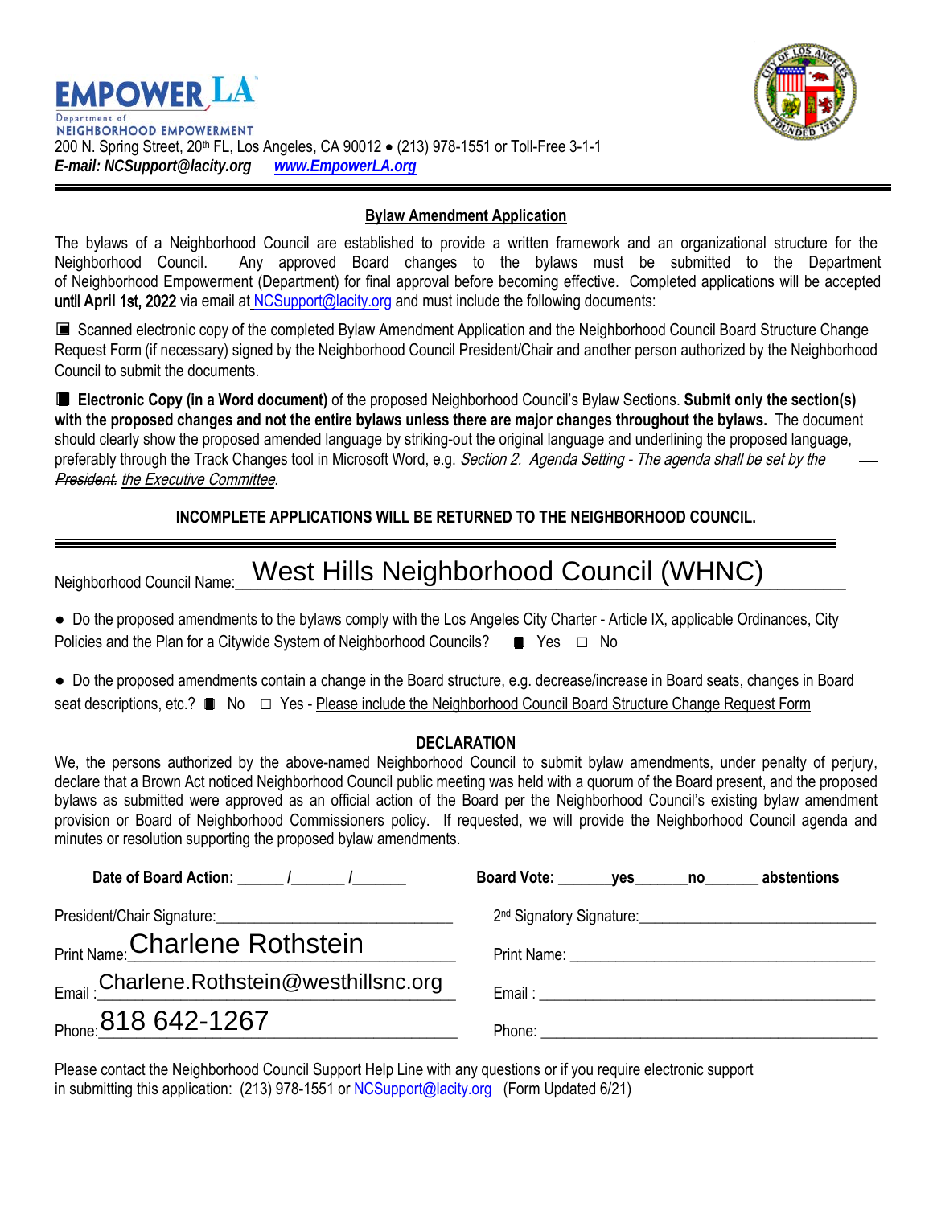**EMPOWER LA**
Department of
NEIGHBORHOOD EMPOWERMENT
200 N. Spring Street, 20th FL, Los Angeles, CA 90012 • (213) 978-1551 or Toll-Free 3-1-1
***E-mail: NCSupport@lacity.org*** ***www.EmpowerLA.org***

---

## Bylaw Amendment Application

The bylaws of a Neighborhood Council are established to provide a written framework and an organizational structure for the Neighborhood Council. Any approved Board changes to the bylaws must be submitted to the Department of Neighborhood Empowerment (Department) for final approval before becoming effective. Completed applications will be accepted **until April 1st, 2022** via email at NCSupport@lacity.org and must include the following documents:

▣ Scanned electronic copy of the completed Bylaw Amendment Application and the Neighborhood Council Board Structure Change Request Form (if necessary) signed by the Neighborhood Council President/Chair and another person authorized by the Neighborhood Council to submit the documents.

▣ **Electronic Copy (in a Word document)** of the proposed Neighborhood Council's Bylaw Sections. **Submit only the section(s) with the proposed changes and not the entire bylaws unless there are major changes throughout the bylaws.** The document should clearly show the proposed amended language by striking-out the original language and underlining the proposed language, preferably through the Track Changes tool in Microsoft Word, e.g. *Section 2. Agenda Setting - The agenda shall be set by the* ~~*President.*~~ *the Executive Committee*.

**INCOMPLETE APPLICATIONS WILL BE RETURNED TO THE NEIGHBORHOOD COUNCIL.**

---

Neighborhood Council Name: West Hills Neighborhood Council (WHNC)

● Do the proposed amendments to the bylaws comply with the Los Angeles City Charter - Article IX, applicable Ordinances, City Policies and the Plan for a Citywide System of Neighborhood Councils? ▣ Yes ☐ No

● Do the proposed amendments contain a change in the Board structure, e.g. decrease/increase in Board seats, changes in Board seat descriptions, etc.? ▣ No ☐ Yes - Please include the Neighborhood Council Board Structure Change Request Form

**DECLARATION**

We, the persons authorized by the above-named Neighborhood Council to submit bylaw amendments, under penalty of perjury, declare that a Brown Act noticed Neighborhood Council public meeting was held with a quorum of the Board present, and the proposed bylaws as submitted were approved as an official action of the Board per the Neighborhood Council's existing bylaw amendment provision or Board of Neighborhood Commissioners policy. If requested, we will provide the Neighborhood Council agenda and minutes or resolution supporting the proposed bylaw amendments.

**Date of Board Action:** ______ /______ /______ **Board Vote:** ______**yes**______**no**______ **abstentions**

President/Chair Signature: ____________________ 2nd Signatory Signature: ____________________

Print Name: Charlene Rothstein Print Name: ____________________

Email: Charlene.Rothstein@westhillsnc.org Email: ____________________

Phone: 818 642-1267 Phone: ____________________

Please contact the Neighborhood Council Support Help Line with any questions or if you require electronic support in submitting this application: (213) 978-1551 or NCSupport@lacity.org (Form Updated 6/21)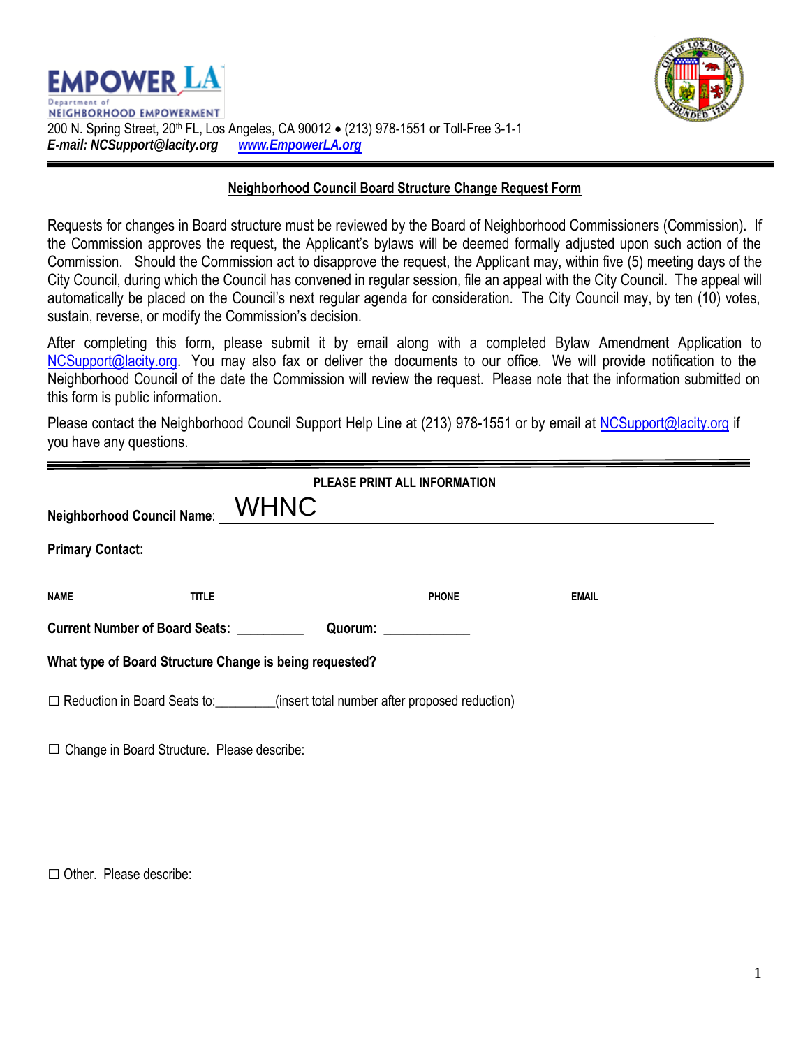# EMPOWER LA

Department of
NEIGHBORHOOD EMPOWERMENT

200 N. Spring Street, 20th FL, Los Angeles, CA 90012 • (213) 978-1551 or Toll-Free 3-1-1
***E-mail: NCSupport@lacity.org*** ***www.EmpowerLA.org***

---

## Neighborhood Council Board Structure Change Request Form

Requests for changes in Board structure must be reviewed by the Board of Neighborhood Commissioners (Commission). If the Commission approves the request, the Applicant's bylaws will be deemed formally adjusted upon such action of the Commission. Should the Commission act to disapprove the request, the Applicant may, within five (5) meeting days of the City Council, during which the Council has convened in regular session, file an appeal with the City Council. The appeal will automatically be placed on the Council's next regular agenda for consideration. The City Council may, by ten (10) votes, sustain, reverse, or modify the Commission's decision.

After completing this form, please submit it by email along with a completed Bylaw Amendment Application to NCSupport@lacity.org. You may also fax or deliver the documents to our office. We will provide notification to the Neighborhood Council of the date the Commission will review the request. Please note that the information submitted on this form is public information.

Please contact the Neighborhood Council Support Help Line at (213) 978-1551 or by email at NCSupport@lacity.org if you have any questions.

---

**PLEASE PRINT ALL INFORMATION**

**Neighborhood Council Name**: WHNC

**Primary Contact:**

| NAME | TITLE | PHONE | EMAIL |
|---|---|---|---|

**Current Number of Board Seats:** __________ **Quorum:** ____________

**What type of Board Structure Change is being requested?**

☐ Reduction in Board Seats to:_________(insert total number after proposed reduction)

☐ Change in Board Structure. Please describe:

☐ Other. Please describe: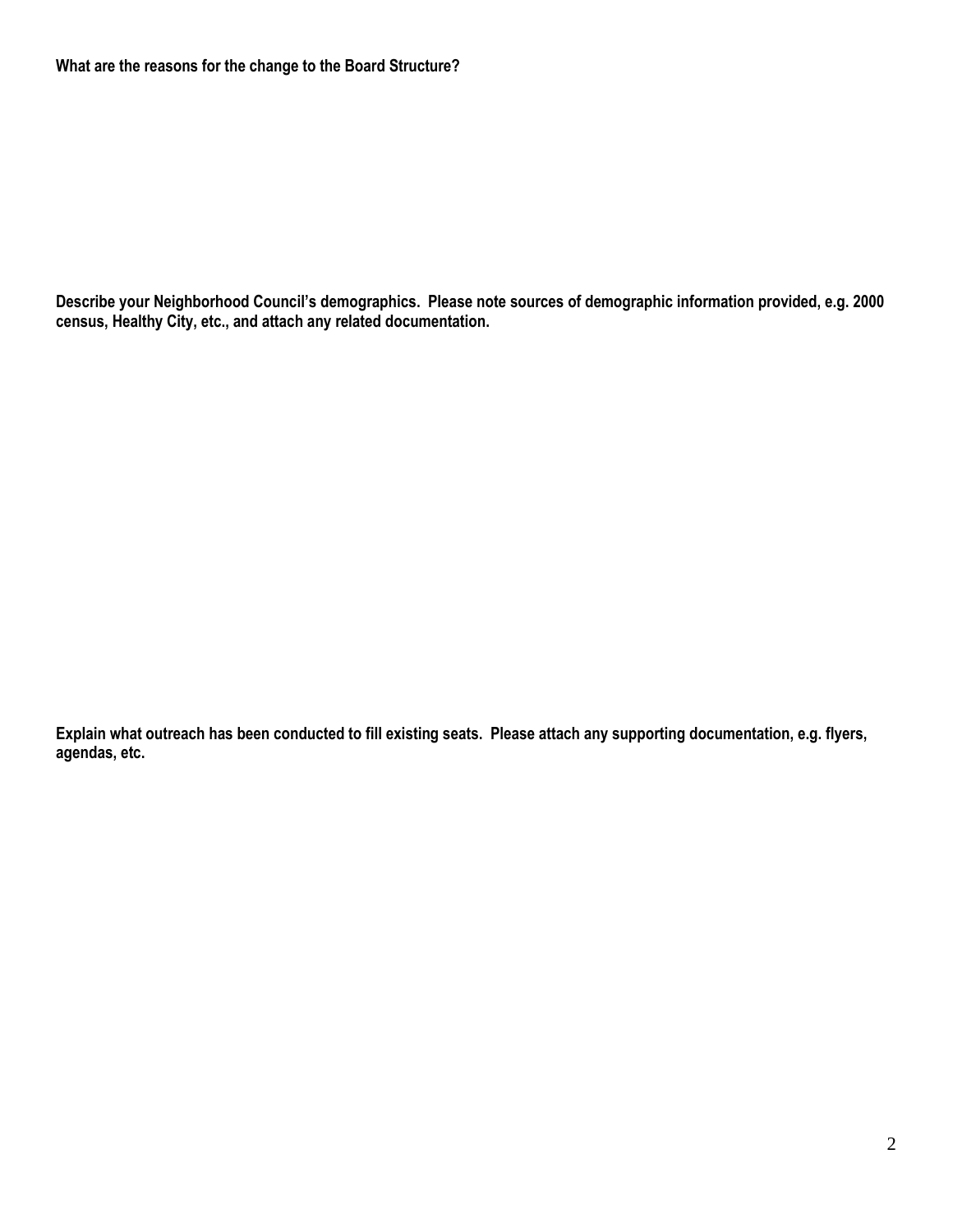**What are the reasons for the change to the Board Structure?**

**Describe your Neighborhood Council's demographics. Please note sources of demographic information provided, e.g. 2000 census, Healthy City, etc., and attach any related documentation.**

**Explain what outreach has been conducted to fill existing seats. Please attach any supporting documentation, e.g. flyers, agendas, etc.**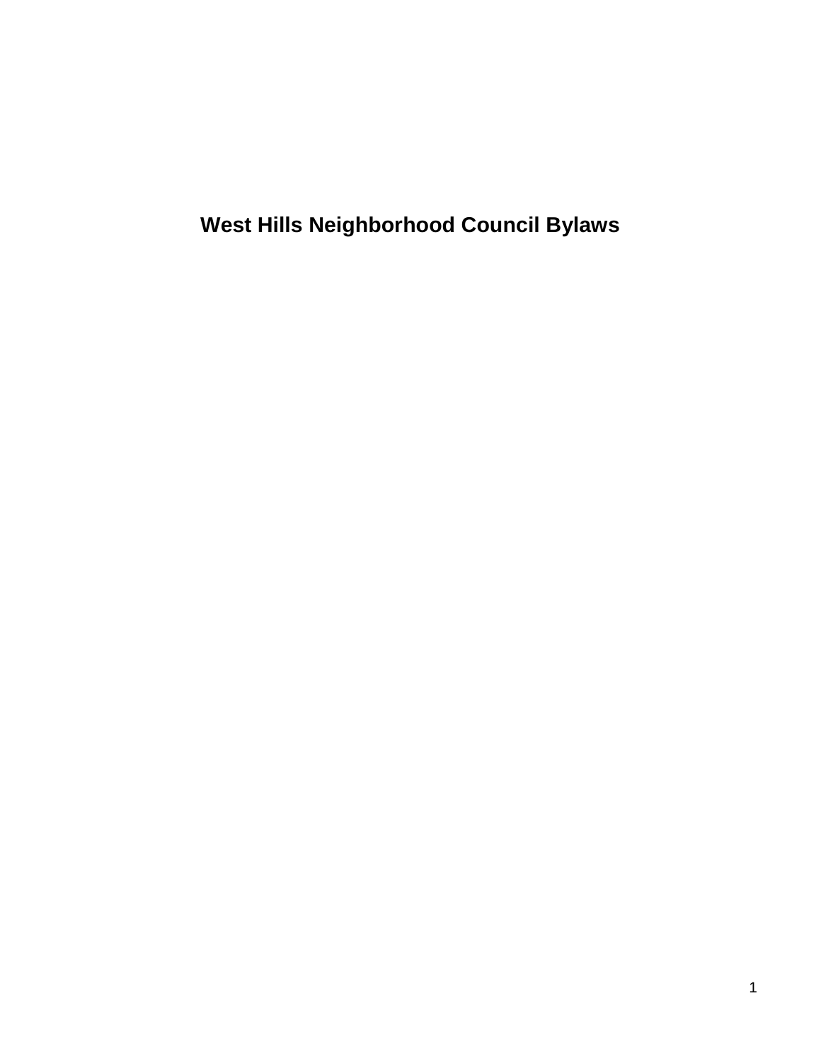# West Hills Neighborhood Council Bylaws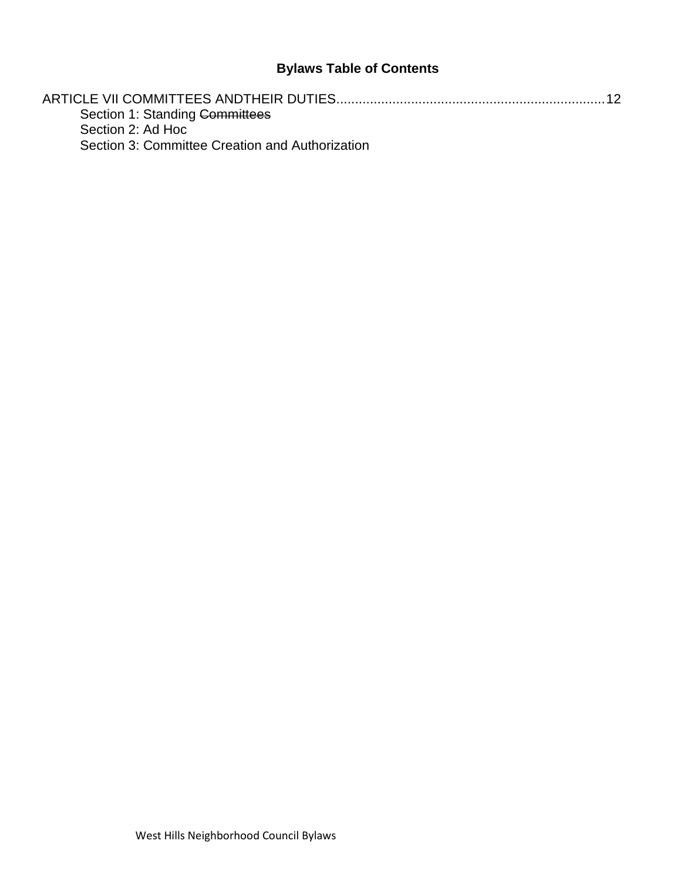**Bylaws Table of Contents**

ARTICLE VII COMMITTEES ANDTHEIR DUTIES........................................................................12

Section 1: Standing ~~Committees~~

Section 2: Ad Hoc

Section 3: Committee Creation and Authorization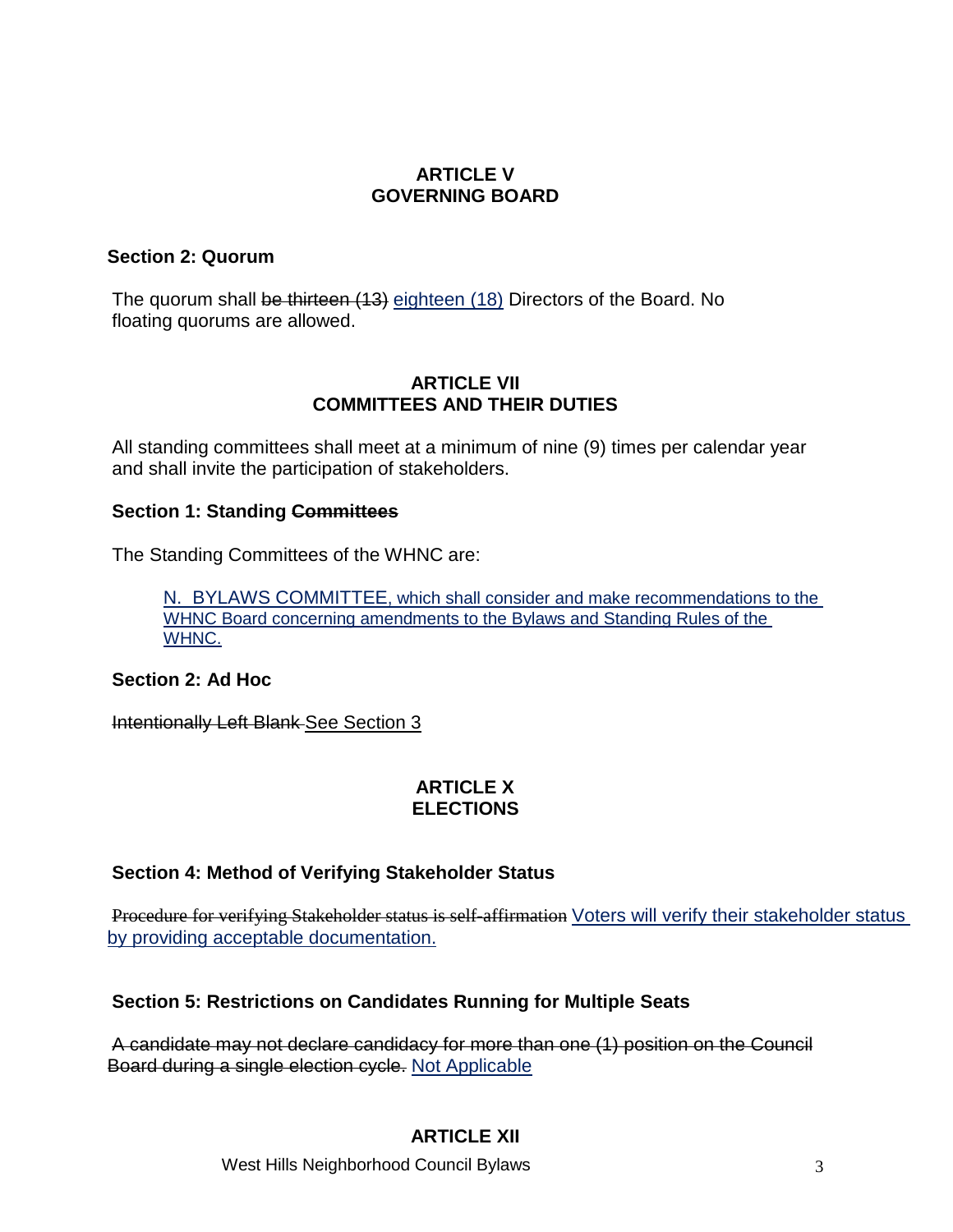## ARTICLE V
## GOVERNING BOARD

### Section 2: Quorum

The quorum shall ~~be thirteen (13)~~ eighteen (18) Directors of the Board. No floating quorums are allowed.

## ARTICLE VII
## COMMITTEES AND THEIR DUTIES

All standing committees shall meet at a minimum of nine (9) times per calendar year and shall invite the participation of stakeholders.

### Section 1: Standing ~~Committees~~

The Standing Committees of the WHNC are:

N. BYLAWS COMMITTEE, which shall consider and make recommendations to the WHNC Board concerning amendments to the Bylaws and Standing Rules of the WHNC.

### Section 2: Ad Hoc

~~Intentionally Left Blank~~ See Section 3

## ARTICLE X
## ELECTIONS

### Section 4: Method of Verifying Stakeholder Status

~~Procedure for verifying Stakeholder status is self-affirmation~~ Voters will verify their stakeholder status by providing acceptable documentation.

### Section 5: Restrictions on Candidates Running for Multiple Seats

~~A candidate may not declare candidacy for more than one (1) position on the Council Board during a single election cycle.~~ Not Applicable

## ARTICLE XII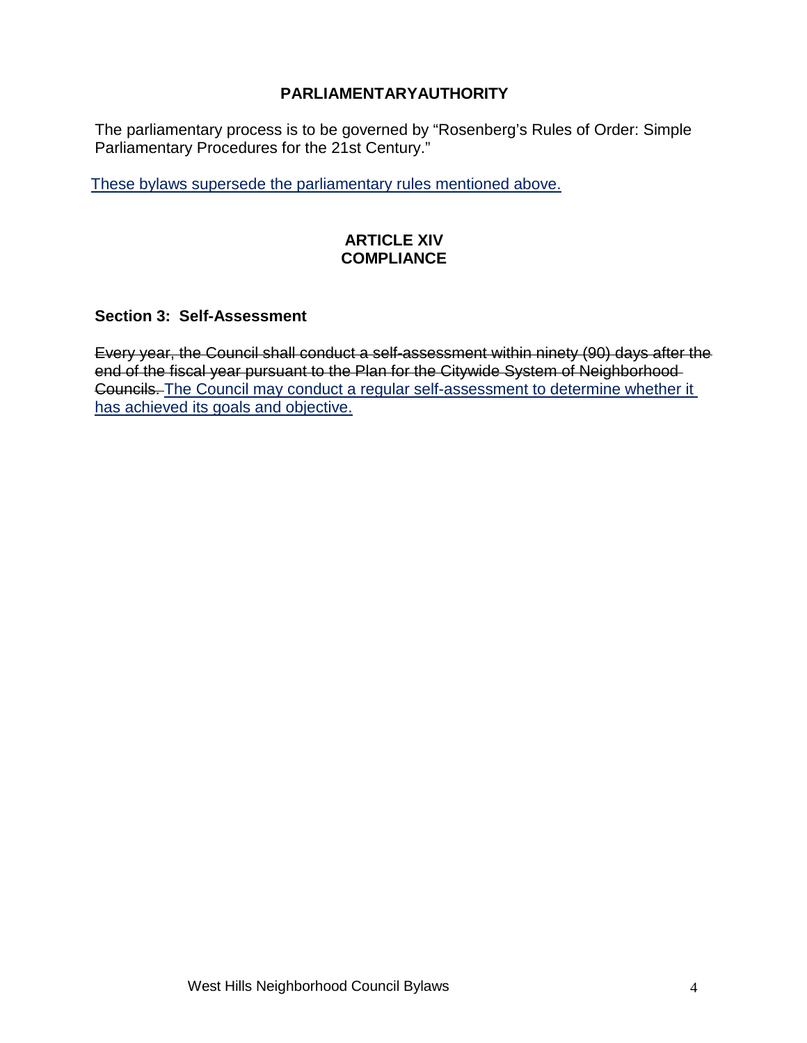**PARLIAMENTARYAUTHORITY**

The parliamentary process is to be governed by "Rosenberg's Rules of Order: Simple Parliamentary Procedures for the 21st Century."

<u>These bylaws supersede the parliamentary rules mentioned above.</u>

## ARTICLE XIV
## COMPLIANCE

### Section 3: Self-Assessment

~~Every year, the Council shall conduct a self-assessment within ninety (90) days after the end of the fiscal year pursuant to the Plan for the Citywide System of Neighborhood Councils.~~ <u>The Council may conduct a regular self-assessment to determine whether it has achieved its goals and objective.</u>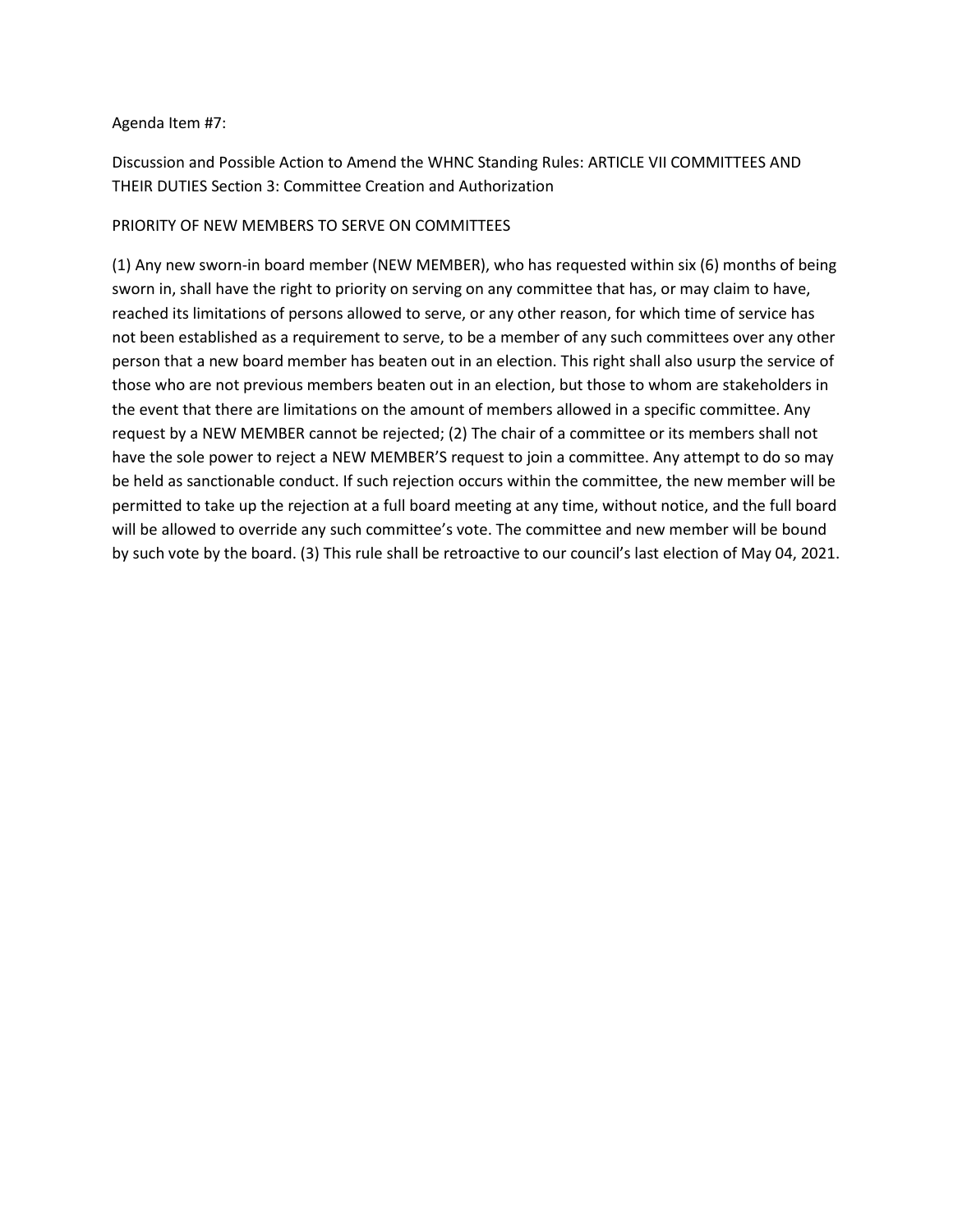Agenda Item #7:

Discussion and Possible Action to Amend the WHNC Standing Rules: ARTICLE VII COMMITTEES AND THEIR DUTIES Section 3: Committee Creation and Authorization

PRIORITY OF NEW MEMBERS TO SERVE ON COMMITTEES

(1) Any new sworn-in board member (NEW MEMBER), who has requested within six (6) months of being sworn in, shall have the right to priority on serving on any committee that has, or may claim to have, reached its limitations of persons allowed to serve, or any other reason, for which time of service has not been established as a requirement to serve, to be a member of any such committees over any other person that a new board member has beaten out in an election. This right shall also usurp the service of those who are not previous members beaten out in an election, but those to whom are stakeholders in the event that there are limitations on the amount of members allowed in a specific committee. Any request by a NEW MEMBER cannot be rejected; (2) The chair of a committee or its members shall not have the sole power to reject a NEW MEMBER'S request to join a committee. Any attempt to do so may be held as sanctionable conduct. If such rejection occurs within the committee, the new member will be permitted to take up the rejection at a full board meeting at any time, without notice, and the full board will be allowed to override any such committee's vote. The committee and new member will be bound by such vote by the board. (3) This rule shall be retroactive to our council's last election of May 04, 2021.